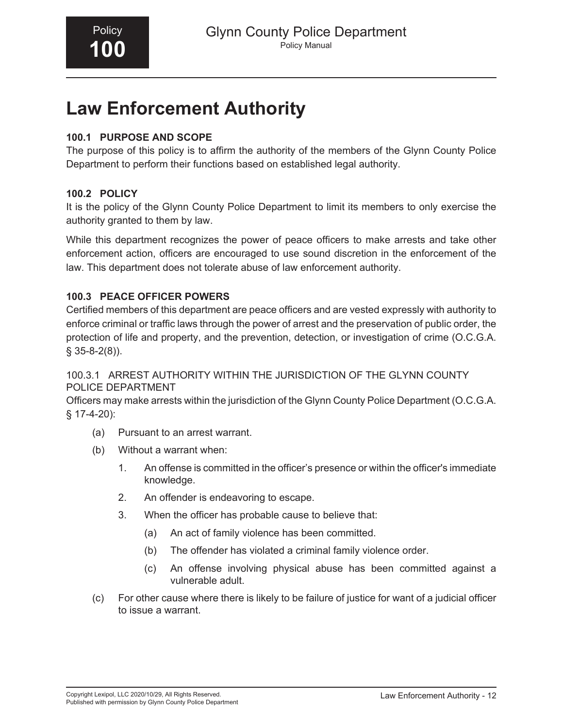# Law Enforcement Authority

### 100.1 PURPOSE AND SCOPE

The purpose of this policy is to affirm the authority of the members of the Glynn County Police Department to perform their functions based on established legal authority.

### 100.2 POLICY

It is the policy of the Glynn County Police Department to limit its members to only exercise the authority granted to them by law.

While this department recognizes the power of peace officers to make arrests and take other enforcement action, officers are encouraged to use sound discretion in the enforcement of the law. This department does not tolerate abuse of law enforcement authority.

### 100.3 PEACE OFFICER POWERS

Certified members of this department are peace officers and are vested expressly with authority to enforce criminal or traffic laws through the power of arrest and the preservation of public order, the protection of life and property, and the prevention, detection, or investigation of crime (O.C.G.A. § 35-8-2(8)).

#### 100.3.1 ARREST AUTHORITY WITHIN THE JURISDICTION OF THE GLYNN COUNTY POLICE DEPARTMENT

Officers may make arrests within the jurisdiction of the Glynn County Police Department (O.C.G.A. § 17-4-20):

(a) Pursuant to an arrest warrant.

(b) Without a warrant when:

1. An offense is committed in the officer's presence or within the officer's immediate knowledge.
2. An offender is endeavoring to escape.
3. When the officer has probable cause to believe that:
    (a) An act of family violence has been committed.
    (b) The offender has violated a criminal family violence order.
    (c) An offense involving physical abuse has been committed against a vulnerable adult.

(c) For other cause where there is likely to be failure of justice for want of a judicial officer to issue a warrant.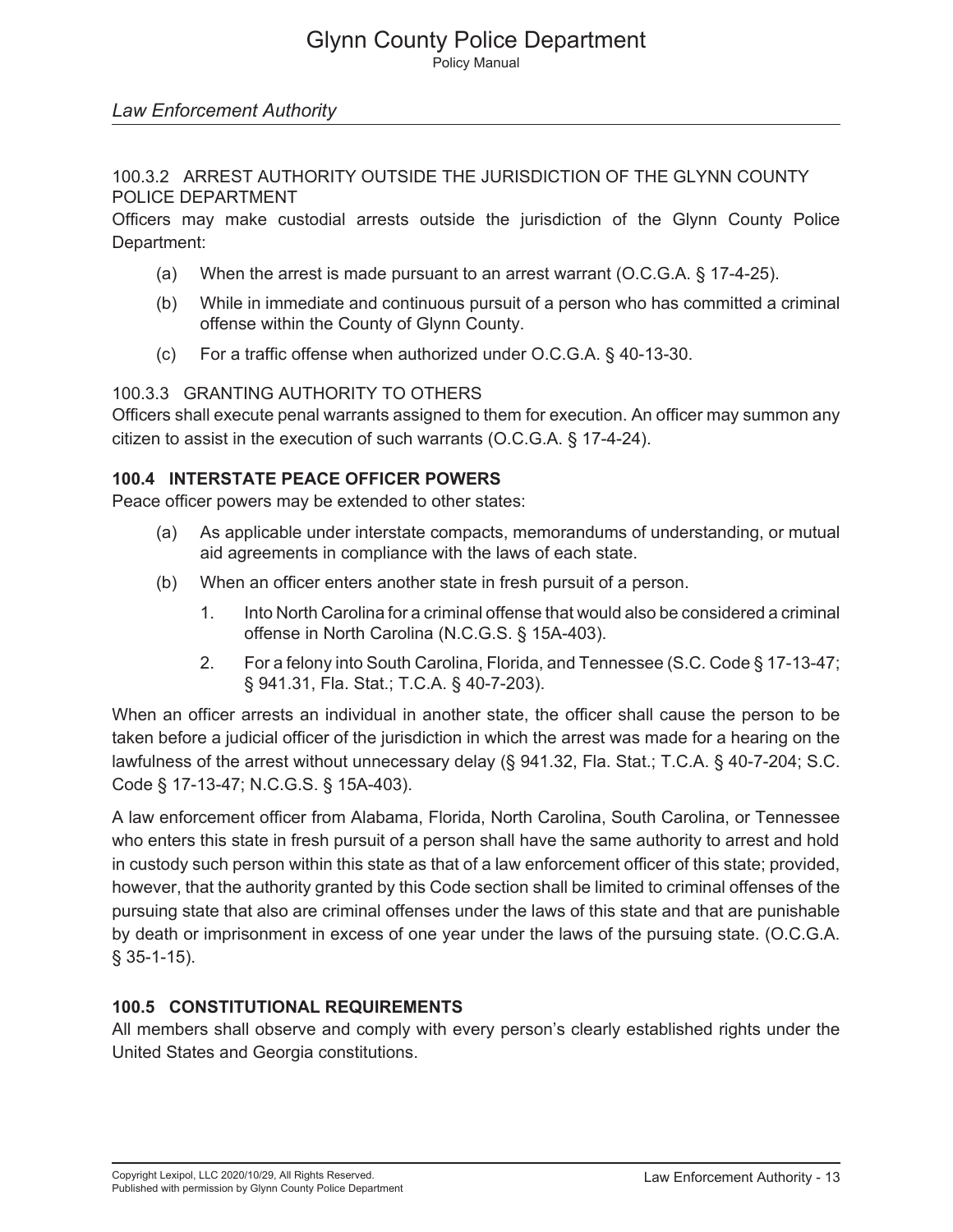### 100.3.2 ARREST AUTHORITY OUTSIDE THE JURISDICTION OF THE GLYNN COUNTY POLICE DEPARTMENT

Officers may make custodial arrests outside the jurisdiction of the Glynn County Police Department:

(a) When the arrest is made pursuant to an arrest warrant (O.C.G.A. § 17-4-25).

(b) While in immediate and continuous pursuit of a person who has committed a criminal offense within the County of Glynn County.

(c) For a traffic offense when authorized under O.C.G.A. § 40-13-30.

### 100.3.3 GRANTING AUTHORITY TO OTHERS

Officers shall execute penal warrants assigned to them for execution. An officer may summon any citizen to assist in the execution of such warrants (O.C.G.A. § 17-4-24).

## 100.4 INTERSTATE PEACE OFFICER POWERS

Peace officer powers may be extended to other states:

(a) As applicable under interstate compacts, memorandums of understanding, or mutual aid agreements in compliance with the laws of each state.

(b) When an officer enters another state in fresh pursuit of a person.

1. Into North Carolina for a criminal offense that would also be considered a criminal offense in North Carolina (N.C.G.S. § 15A-403).

2. For a felony into South Carolina, Florida, and Tennessee (S.C. Code § 17-13-47; § 941.31, Fla. Stat.; T.C.A. § 40-7-203).

When an officer arrests an individual in another state, the officer shall cause the person to be taken before a judicial officer of the jurisdiction in which the arrest was made for a hearing on the lawfulness of the arrest without unnecessary delay (§ 941.32, Fla. Stat.; T.C.A. § 40-7-204; S.C. Code § 17-13-47; N.C.G.S. § 15A-403).

A law enforcement officer from Alabama, Florida, North Carolina, South Carolina, or Tennessee who enters this state in fresh pursuit of a person shall have the same authority to arrest and hold in custody such person within this state as that of a law enforcement officer of this state; provided, however, that the authority granted by this Code section shall be limited to criminal offenses of the pursuing state that also are criminal offenses under the laws of this state and that are punishable by death or imprisonment in excess of one year under the laws of the pursuing state. (O.C.G.A. § 35-1-15).

## 100.5 CONSTITUTIONAL REQUIREMENTS

All members shall observe and comply with every person's clearly established rights under the United States and Georgia constitutions.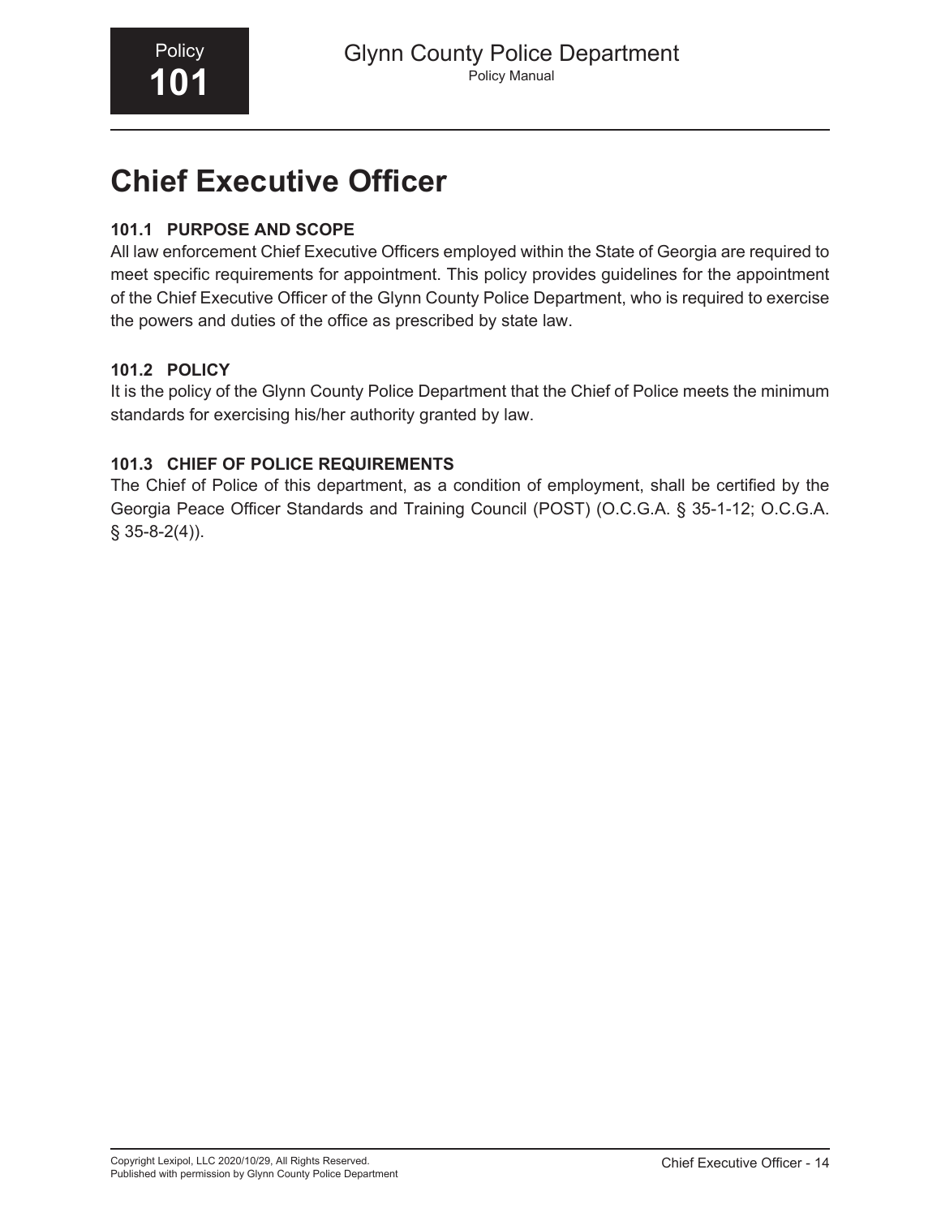# Chief Executive Officer

### 101.1 PURPOSE AND SCOPE

All law enforcement Chief Executive Officers employed within the State of Georgia are required to meet specific requirements for appointment. This policy provides guidelines for the appointment of the Chief Executive Officer of the Glynn County Police Department, who is required to exercise the powers and duties of the office as prescribed by state law.

### 101.2 POLICY

It is the policy of the Glynn County Police Department that the Chief of Police meets the minimum standards for exercising his/her authority granted by law.

### 101.3 CHIEF OF POLICE REQUIREMENTS

The Chief of Police of this department, as a condition of employment, shall be certified by the Georgia Peace Officer Standards and Training Council (POST) (O.C.G.A. § 35-1-12; O.C.G.A. § 35-8-2(4)).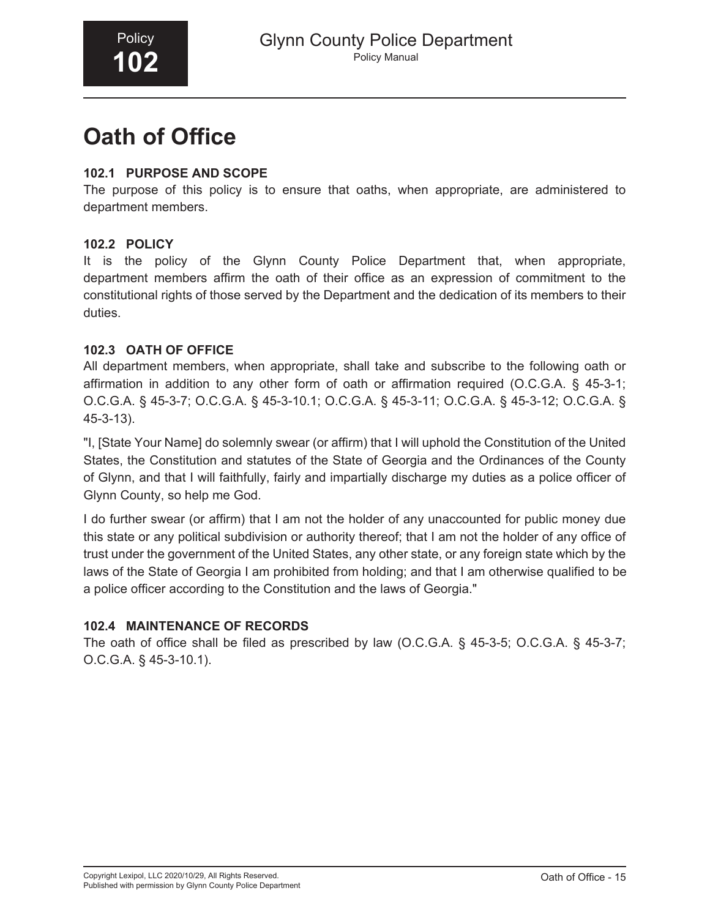Policy
**102**

# Oath of Office

### 102.1 PURPOSE AND SCOPE

The purpose of this policy is to ensure that oaths, when appropriate, are administered to department members.

### 102.2 POLICY

It is the policy of the Glynn County Police Department that, when appropriate, department members affirm the oath of their office as an expression of commitment to the constitutional rights of those served by the Department and the dedication of its members to their duties.

### 102.3 OATH OF OFFICE

All department members, when appropriate, shall take and subscribe to the following oath or affirmation in addition to any other form of oath or affirmation required (O.C.G.A. § 45-3-1; O.C.G.A. § 45-3-7; O.C.G.A. § 45-3-10.1; O.C.G.A. § 45-3-11; O.C.G.A. § 45-3-12; O.C.G.A. § 45-3-13).

"I, [State Your Name] do solemnly swear (or affirm) that I will uphold the Constitution of the United States, the Constitution and statutes of the State of Georgia and the Ordinances of the County of Glynn, and that I will faithfully, fairly and impartially discharge my duties as a police officer of Glynn County, so help me God.

I do further swear (or affirm) that I am not the holder of any unaccounted for public money due this state or any political subdivision or authority thereof; that I am not the holder of any office of trust under the government of the United States, any other state, or any foreign state which by the laws of the State of Georgia I am prohibited from holding; and that I am otherwise qualified to be a police officer according to the Constitution and the laws of Georgia."

### 102.4 MAINTENANCE OF RECORDS

The oath of office shall be filed as prescribed by law (O.C.G.A. § 45-3-5; O.C.G.A. § 45-3-7; O.C.G.A. § 45-3-10.1).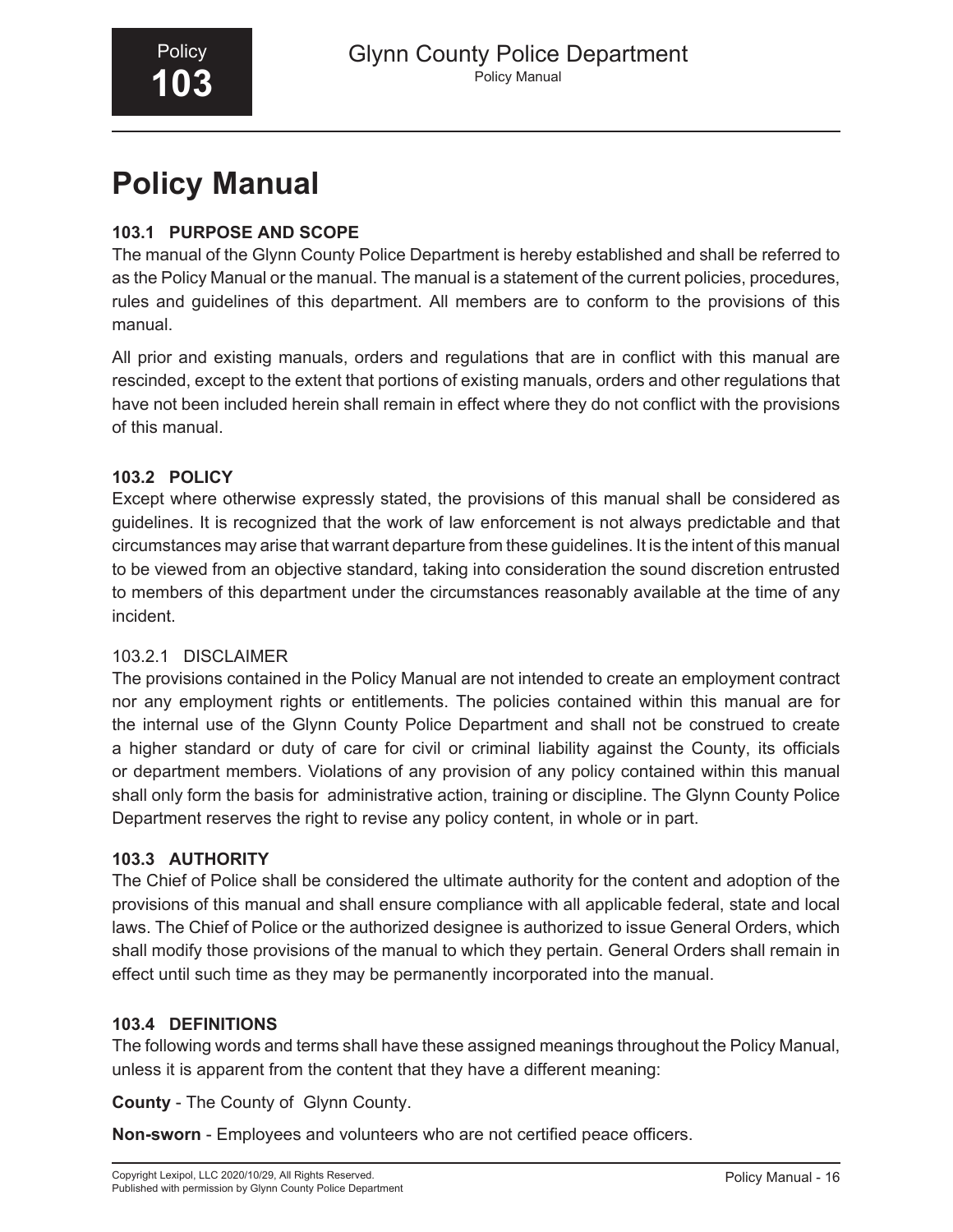# Policy Manual

### 103.1 PURPOSE AND SCOPE

The manual of the Glynn County Police Department is hereby established and shall be referred to as the Policy Manual or the manual. The manual is a statement of the current policies, procedures, rules and guidelines of this department. All members are to conform to the provisions of this manual.

All prior and existing manuals, orders and regulations that are in conflict with this manual are rescinded, except to the extent that portions of existing manuals, orders and other regulations that have not been included herein shall remain in effect where they do not conflict with the provisions of this manual.

### 103.2 POLICY

Except where otherwise expressly stated, the provisions of this manual shall be considered as guidelines. It is recognized that the work of law enforcement is not always predictable and that circumstances may arise that warrant departure from these guidelines. It is the intent of this manual to be viewed from an objective standard, taking into consideration the sound discretion entrusted to members of this department under the circumstances reasonably available at the time of any incident.

#### 103.2.1 DISCLAIMER

The provisions contained in the Policy Manual are not intended to create an employment contract nor any employment rights or entitlements. The policies contained within this manual are for the internal use of the Glynn County Police Department and shall not be construed to create a higher standard or duty of care for civil or criminal liability against the County, its officials or department members. Violations of any provision of any policy contained within this manual shall only form the basis for administrative action, training or discipline. The Glynn County Police Department reserves the right to revise any policy content, in whole or in part.

### 103.3 AUTHORITY

The Chief of Police shall be considered the ultimate authority for the content and adoption of the provisions of this manual and shall ensure compliance with all applicable federal, state and local laws. The Chief of Police or the authorized designee is authorized to issue General Orders, which shall modify those provisions of the manual to which they pertain. General Orders shall remain in effect until such time as they may be permanently incorporated into the manual.

### 103.4 DEFINITIONS

The following words and terms shall have these assigned meanings throughout the Policy Manual, unless it is apparent from the content that they have a different meaning:

**County** - The County of Glynn County.

**Non-sworn** - Employees and volunteers who are not certified peace officers.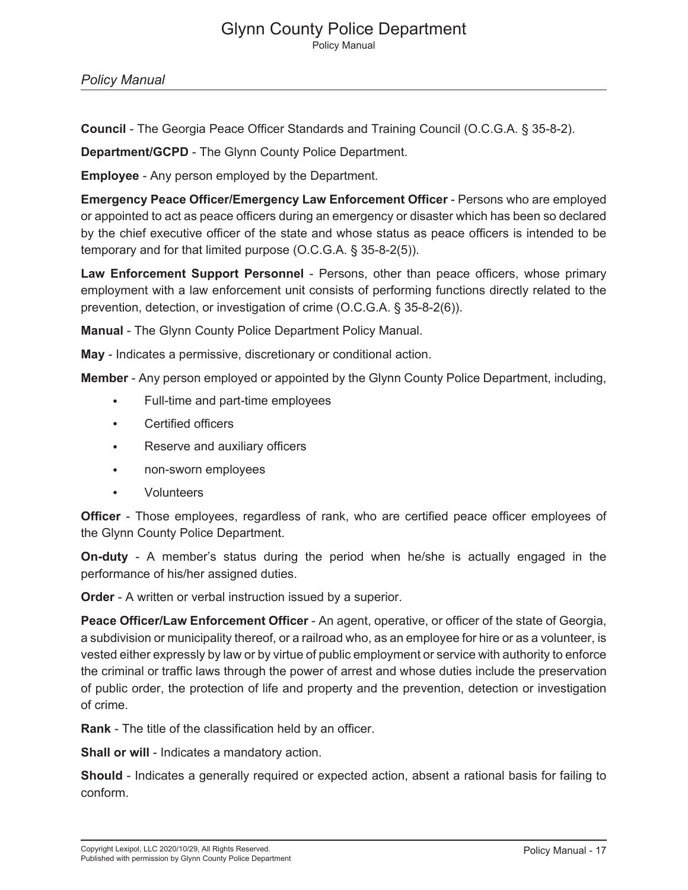*Policy Manual*

**Council** - The Georgia Peace Officer Standards and Training Council (O.C.G.A. § 35-8-2).

**Department/GCPD** - The Glynn County Police Department.

**Employee** - Any person employed by the Department.

**Emergency Peace Officer/Emergency Law Enforcement Officer** - Persons who are employed or appointed to act as peace officers during an emergency or disaster which has been so declared by the chief executive officer of the state and whose status as peace officers is intended to be temporary and for that limited purpose (O.C.G.A. § 35-8-2(5)).

**Law Enforcement Support Personnel** - Persons, other than peace officers, whose primary employment with a law enforcement unit consists of performing functions directly related to the prevention, detection, or investigation of crime (O.C.G.A. § 35-8-2(6)).

**Manual** - The Glynn County Police Department Policy Manual.

**May** - Indicates a permissive, discretionary or conditional action.

**Member** - Any person employed or appointed by the Glynn County Police Department, including,

- Full-time and part-time employees
- Certified officers
- Reserve and auxiliary officers
- non-sworn employees
- Volunteers

**Officer** - Those employees, regardless of rank, who are certified peace officer employees of the Glynn County Police Department.

**On-duty** - A member's status during the period when he/she is actually engaged in the performance of his/her assigned duties.

**Order** - A written or verbal instruction issued by a superior.

**Peace Officer/Law Enforcement Officer** - An agent, operative, or officer of the state of Georgia, a subdivision or municipality thereof, or a railroad who, as an employee for hire or as a volunteer, is vested either expressly by law or by virtue of public employment or service with authority to enforce the criminal or traffic laws through the power of arrest and whose duties include the preservation of public order, the protection of life and property and the prevention, detection or investigation of crime.

**Rank** - The title of the classification held by an officer.

**Shall or will** - Indicates a mandatory action.

**Should** - Indicates a generally required or expected action, absent a rational basis for failing to conform.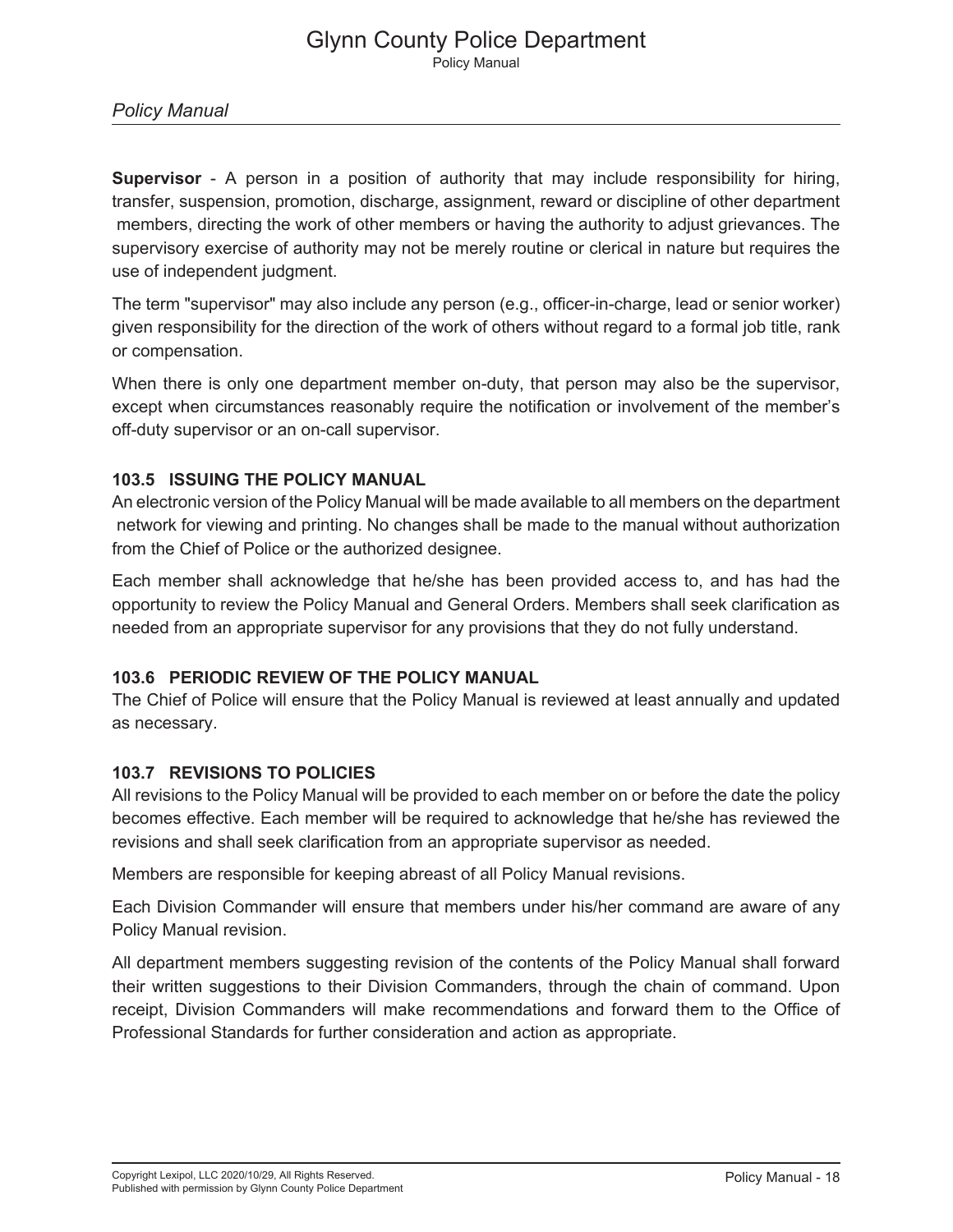**Supervisor** - A person in a position of authority that may include responsibility for hiring, transfer, suspension, promotion, discharge, assignment, reward or discipline of other department members, directing the work of other members or having the authority to adjust grievances. The supervisory exercise of authority may not be merely routine or clerical in nature but requires the use of independent judgment.

The term "supervisor" may also include any person (e.g., officer-in-charge, lead or senior worker) given responsibility for the direction of the work of others without regard to a formal job title, rank or compensation.

When there is only one department member on-duty, that person may also be the supervisor, except when circumstances reasonably require the notification or involvement of the member's off-duty supervisor or an on-call supervisor.

### 103.5 ISSUING THE POLICY MANUAL

An electronic version of the Policy Manual will be made available to all members on the department network for viewing and printing. No changes shall be made to the manual without authorization from the Chief of Police or the authorized designee.

Each member shall acknowledge that he/she has been provided access to, and has had the opportunity to review the Policy Manual and General Orders. Members shall seek clarification as needed from an appropriate supervisor for any provisions that they do not fully understand.

### 103.6 PERIODIC REVIEW OF THE POLICY MANUAL

The Chief of Police will ensure that the Policy Manual is reviewed at least annually and updated as necessary.

### 103.7 REVISIONS TO POLICIES

All revisions to the Policy Manual will be provided to each member on or before the date the policy becomes effective. Each member will be required to acknowledge that he/she has reviewed the revisions and shall seek clarification from an appropriate supervisor as needed.

Members are responsible for keeping abreast of all Policy Manual revisions.

Each Division Commander will ensure that members under his/her command are aware of any Policy Manual revision.

All department members suggesting revision of the contents of the Policy Manual shall forward their written suggestions to their Division Commanders, through the chain of command. Upon receipt, Division Commanders will make recommendations and forward them to the Office of Professional Standards for further consideration and action as appropriate.